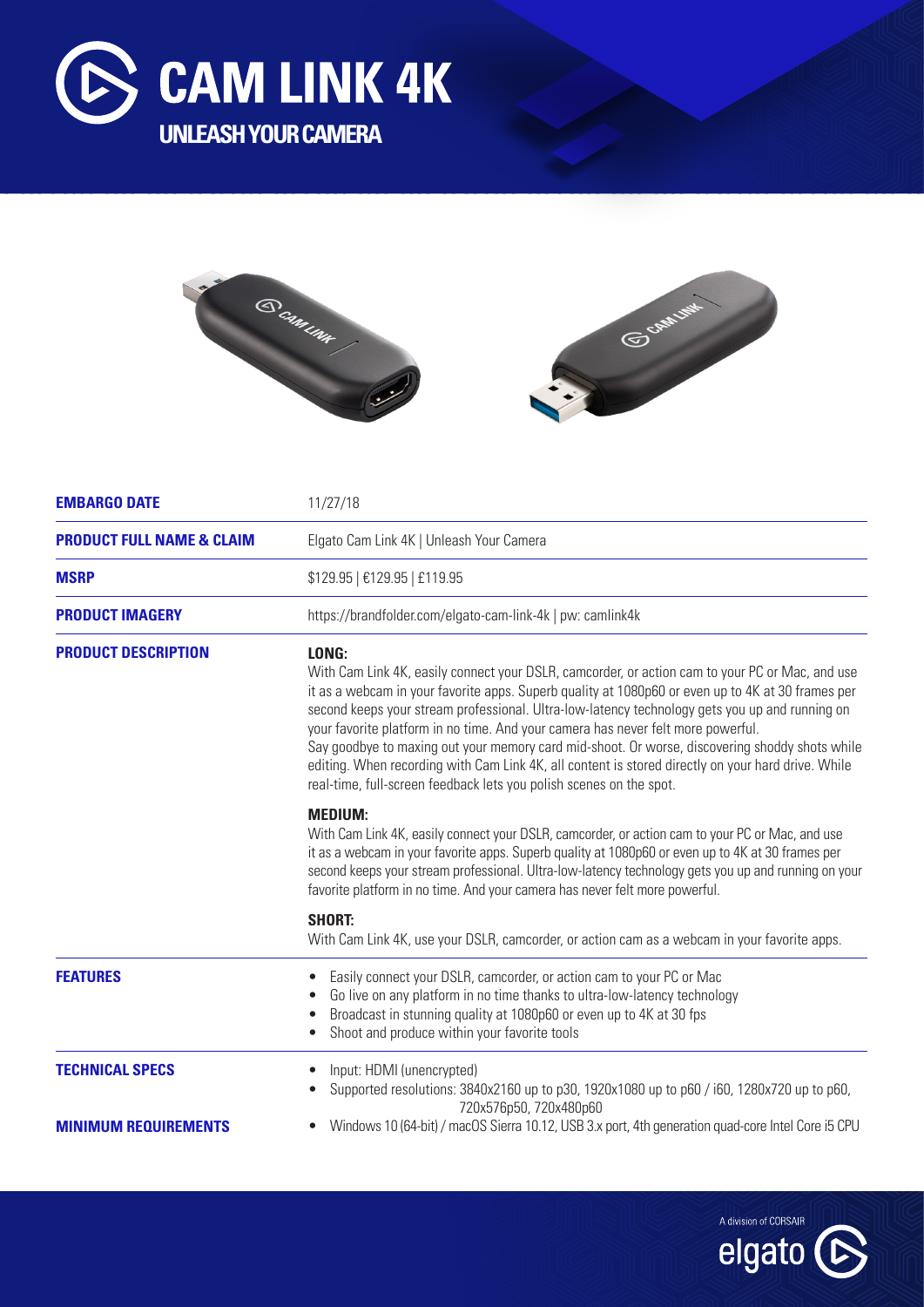# CAM LINK 4K

## UNLEASH YOUR CAMERA

| | |
|---|---|
| **EMBARGO DATE** | 11/27/18 |
| **PRODUCT FULL NAME & CLAIM** | Elgato Cam Link 4K \| Unleash Your Camera |
| **MSRP** | $129.95 \| €129.95 \| £119.95 |
| **PRODUCT IMAGERY** | https://brandfolder.com/elgato-cam-link-4k \| pw: camlink4k |
| **PRODUCT DESCRIPTION** | **LONG:** With Cam Link 4K, easily connect your DSLR, camcorder, or action cam to your PC or Mac, and use it as a webcam in your favorite apps. Superb quality at 1080p60 or even up to 4K at 30 frames per second keeps your stream professional. Ultra-low-latency technology gets you up and running on your favorite platform in no time. And your camera has never felt more powerful. Say goodbye to maxing out your memory card mid-shoot. Or worse, discovering shoddy shots while editing. When recording with Cam Link 4K, all content is stored directly on your hard drive. While real-time, full-screen feedback lets you polish scenes on the spot. <br><br> **MEDIUM:** With Cam Link 4K, easily connect your DSLR, camcorder, or action cam to your PC or Mac, and use it as a webcam in your favorite apps. Superb quality at 1080p60 or even up to 4K at 30 frames per second keeps your stream professional. Ultra-low-latency technology gets you up and running on your favorite platform in no time. And your camera has never felt more powerful. <br><br> **SHORT:** With Cam Link 4K, use your DSLR, camcorder, or action cam as a webcam in your favorite apps. |
| **FEATURES** | • Easily connect your DSLR, camcorder, or action cam to your PC or Mac <br> • Go live on any platform in no time thanks to ultra-low-latency technology <br> • Broadcast in stunning quality at 1080p60 or even up to 4K at 30 fps <br> • Shoot and produce within your favorite tools |
| **TECHNICAL SPECS** | • Input: HDMI (unencrypted) <br> • Supported resolutions: 3840x2160 up to p30, 1920x1080 up to p60 / i60, 1280x720 up to p60, 720x576p50, 720x480p60 |
| **MINIMUM REQUIREMENTS** | • Windows 10 (64-bit) / macOS Sierra 10.12, USB 3.x port, 4th generation quad-core Intel Core i5 CPU |

A division of CORSAIR

elgato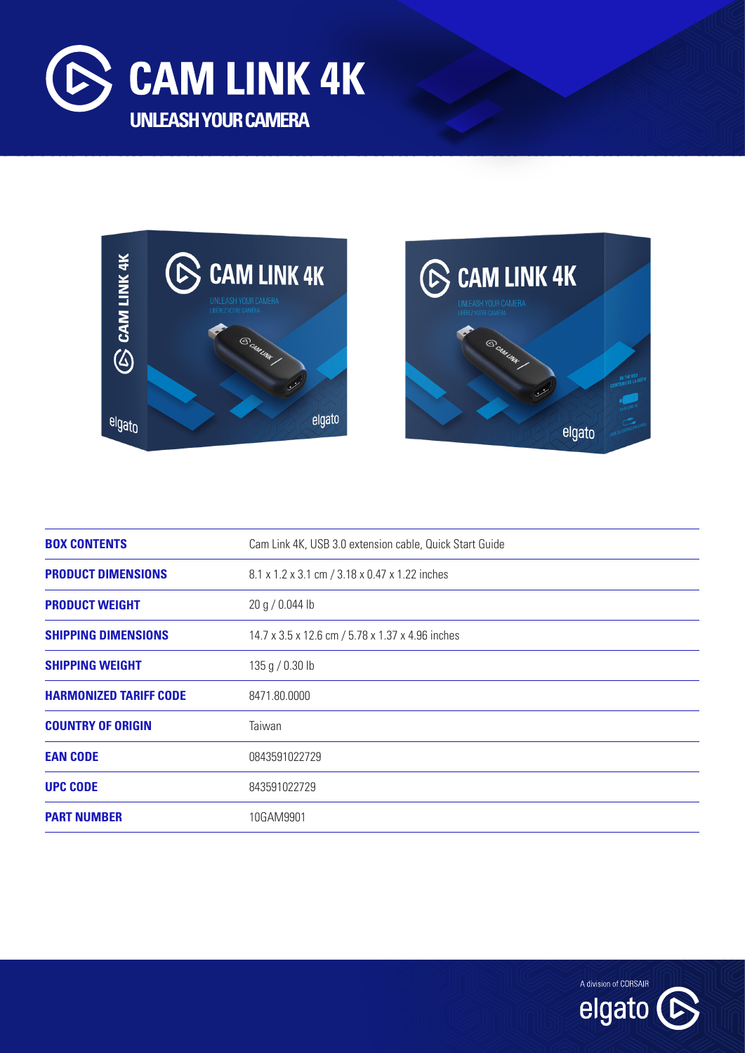# CAM LINK 4K

## UNLEASH YOUR CAMERA

| | |
|---|---|
| **BOX CONTENTS** | Cam Link 4K, USB 3.0 extension cable, Quick Start Guide |
| **PRODUCT DIMENSIONS** | 8.1 x 1.2 x 3.1 cm / 3.18 x 0.47 x 1.22 inches |
| **PRODUCT WEIGHT** | 20 g / 0.044 lb |
| **SHIPPING DIMENSIONS** | 14.7 x 3.5 x 12.6 cm / 5.78 x 1.37 x 4.96 inches |
| **SHIPPING WEIGHT** | 135 g / 0.30 lb |
| **HARMONIZED TARIFF CODE** | 8471.80.0000 |
| **COUNTRY OF ORIGIN** | Taiwan |
| **EAN CODE** | 0843591022729 |
| **UPC CODE** | 843591022729 |
| **PART NUMBER** | 10GAM9901 |

A division of CORSAIR

elgato